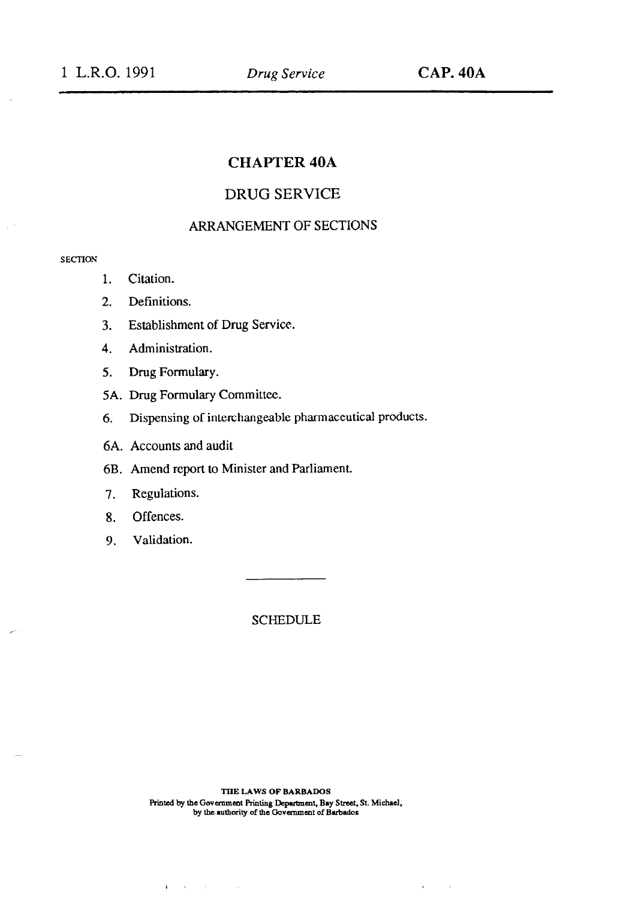# CHAPTER 40A

## DRUG SERVICE

### ARRANGEMENT OF SECTIONS

SECTION

1. Citation.
2. Definitions.
3. Establishment of Drug Service.
4. Administration.
5. Drug Formulary.

5A. Drug Formulary Committee.

6. Dispensing of interchangeable pharmaceutical products.

6A. Accounts and audit

6B. Amend report to Minister and Parliament.

7. Regulations.
8. Offences.
9. Validation.

---

SCHEDULE

THE LAWS OF BARBADOS
Printed by the Government Printing Department, Bay Street, St. Michael, by the authority of the Government of Barbados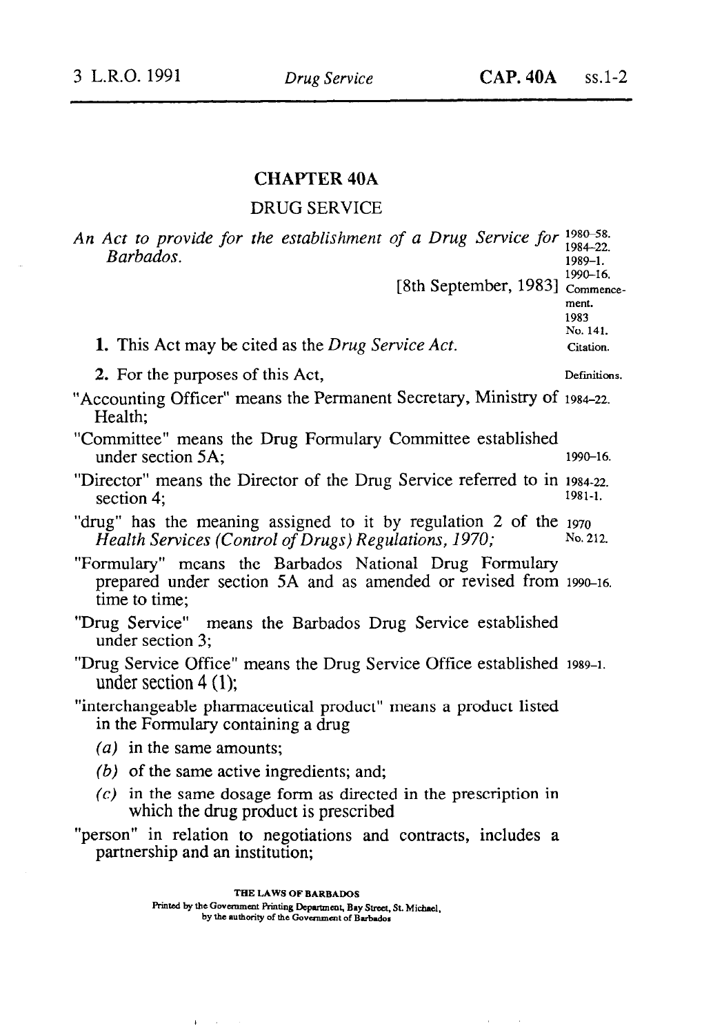# CHAPTER 40A

## DRUG SERVICE

*An Act to provide for the establishment of a Drug Service for Barbados.*

1980-58.
1984-22.
1989-1.
1990-16.

[8th September, 1983] Commencement. 1983 No. 141.

**1.** This Act may be cited as the *Drug Service Act.* Citation.

**2.** For the purposes of this Act, Definitions.

"Accounting Officer" means the Permanent Secretary, Ministry of Health; 1984-22.

"Committee" means the Drug Formulary Committee established under section 5A; 1990-16.

"Director" means the Director of the Drug Service referred to in section 4; 1984-22. 1981-1.

"drug" has the meaning assigned to it by regulation 2 of the *Health Services (Control of Drugs) Regulations, 1970;* 1970 No. 212.

"Formulary" means the Barbados National Drug Formulary prepared under section 5A and as amended or revised from time to time; 1990-16.

"Drug Service" means the Barbados Drug Service established under section 3;

"Drug Service Office" means the Drug Service Office established under section 4 (1); 1989-1.

"interchangeable pharmaceutical product" means a product listed in the Formulary containing a drug

- *(a)* in the same amounts;
- *(b)* of the same active ingredients; and;
- *(c)* in the same dosage form as directed in the prescription in which the drug product is prescribed

"person" in relation to negotiations and contracts, includes a partnership and an institution;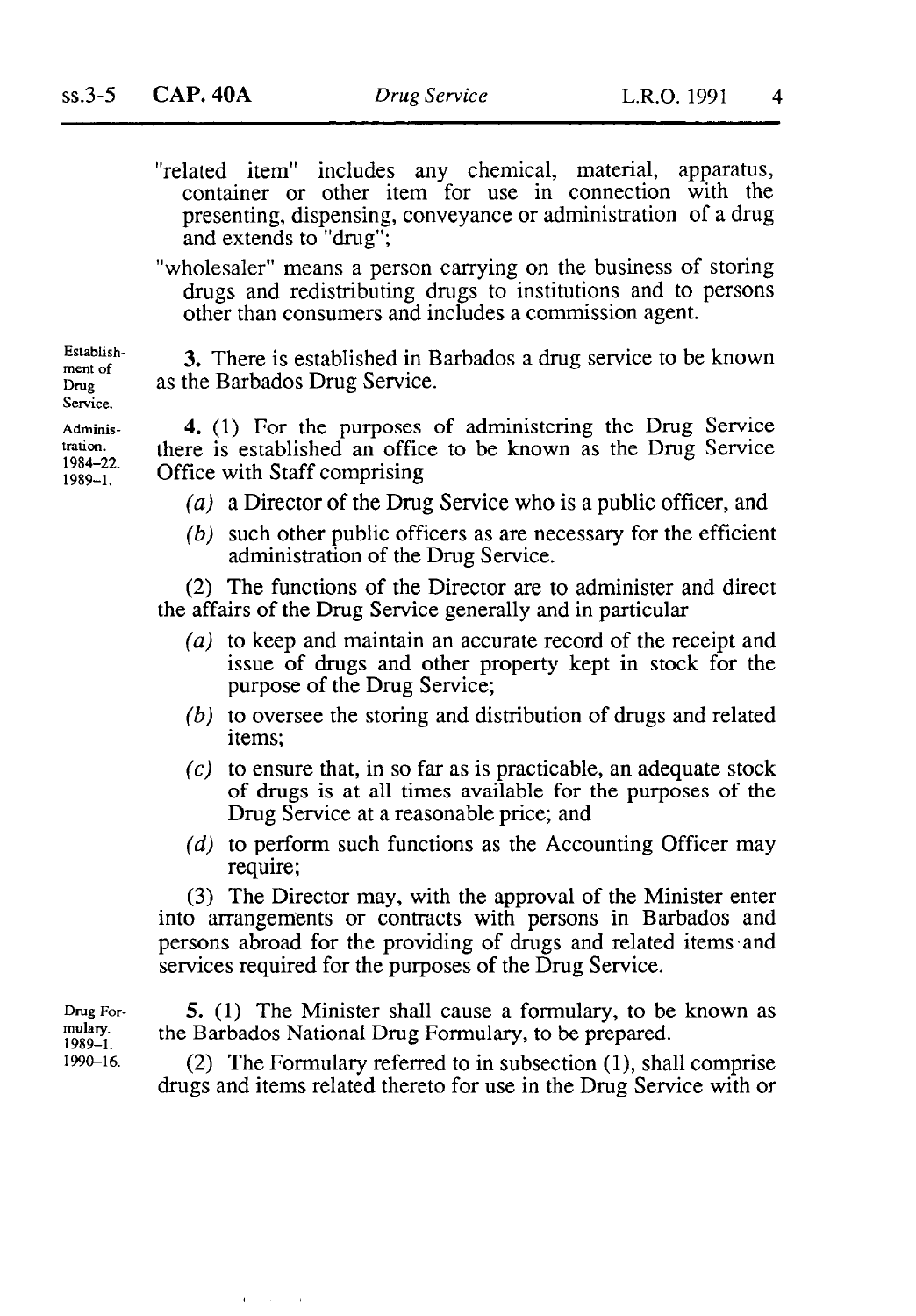"related item" includes any chemical, material, apparatus, container or other item for use in connection with the presenting, dispensing, conveyance or administration of a drug and extends to "drug";

"wholesaler" means a person carrying on the business of storing drugs and redistributing drugs to institutions and to persons other than consumers and includes a commission agent.

Establishment of Drug Service.

**3.** There is established in Barbados a drug service to be known as the Barbados Drug Service.

Administration. 1984–22. 1989–1.

**4.** (1) For the purposes of administering the Drug Service there is established an office to be known as the Drug Service Office with Staff comprising

- *(a)* a Director of the Drug Service who is a public officer, and
- *(b)* such other public officers as are necessary for the efficient administration of the Drug Service.

(2) The functions of the Director are to administer and direct the affairs of the Drug Service generally and in particular

- *(a)* to keep and maintain an accurate record of the receipt and issue of drugs and other property kept in stock for the purpose of the Drug Service;
- *(b)* to oversee the storing and distribution of drugs and related items;
- *(c)* to ensure that, in so far as is practicable, an adequate stock of drugs is at all times available for the purposes of the Drug Service at a reasonable price; and
- *(d)* to perform such functions as the Accounting Officer may require;

(3) The Director may, with the approval of the Minister enter into arrangements or contracts with persons in Barbados and persons abroad for the providing of drugs and related items and services required for the purposes of the Drug Service.

Drug Formulary. 1989–1. 1990–16.

**5.** (1) The Minister shall cause a formulary, to be known as the Barbados National Drug Formulary, to be prepared.

(2) The Formulary referred to in subsection (1), shall comprise drugs and items related thereto for use in the Drug Service with or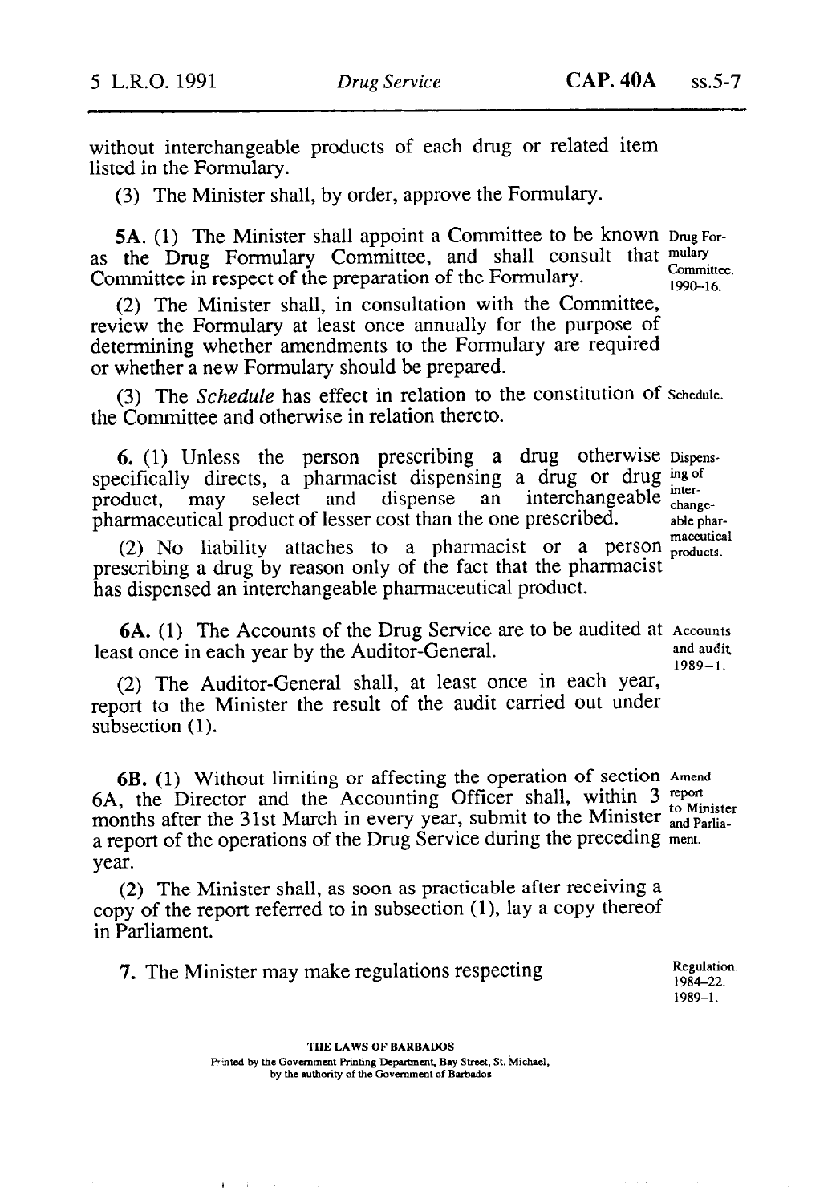without interchangeable products of each drug or related item listed in the Formulary.

(3) The Minister shall, by order, approve the Formulary.

**5A.** (1) The Minister shall appoint a Committee to be known as the Drug Formulary Committee, and shall consult that Committee in respect of the preparation of the Formulary.

Drug Formulary Committee. 1990–16.

(2) The Minister shall, in consultation with the Committee, review the Formulary at least once annually for the purpose of determining whether amendments to the Formulary are required or whether a new Formulary should be prepared.

(3) The *Schedule* has effect in relation to the constitution of the Committee and otherwise in relation thereto.

Schedule.

**6.** (1) Unless the person prescribing a drug otherwise specifically directs, a pharmacist dispensing a drug or drug product, may select and dispense an interchangeable pharmaceutical product of lesser cost than the one prescribed.

Dispensing of interchangeable pharmaceutical products.

(2) No liability attaches to a pharmacist or a person prescribing a drug by reason only of the fact that the pharmacist has dispensed an interchangeable pharmaceutical product.

**6A.** (1) The Accounts of the Drug Service are to be audited at least once in each year by the Auditor-General.

Accounts and audit. 1989–1.

(2) The Auditor-General shall, at least once in each year, report to the Minister the result of the audit carried out under subsection (1).

**6B.** (1) Without limiting or affecting the operation of section 6A, the Director and the Accounting Officer shall, within 3 months after the 31st March in every year, submit to the Minister a report of the operations of the Drug Service during the preceding year.

Amend report to Minister and Parliament.

(2) The Minister shall, as soon as practicable after receiving a copy of the report referred to in subsection (1), lay a copy thereof in Parliament.

**7.** The Minister may make regulations respecting

Regulation 1984–22. 1989–1.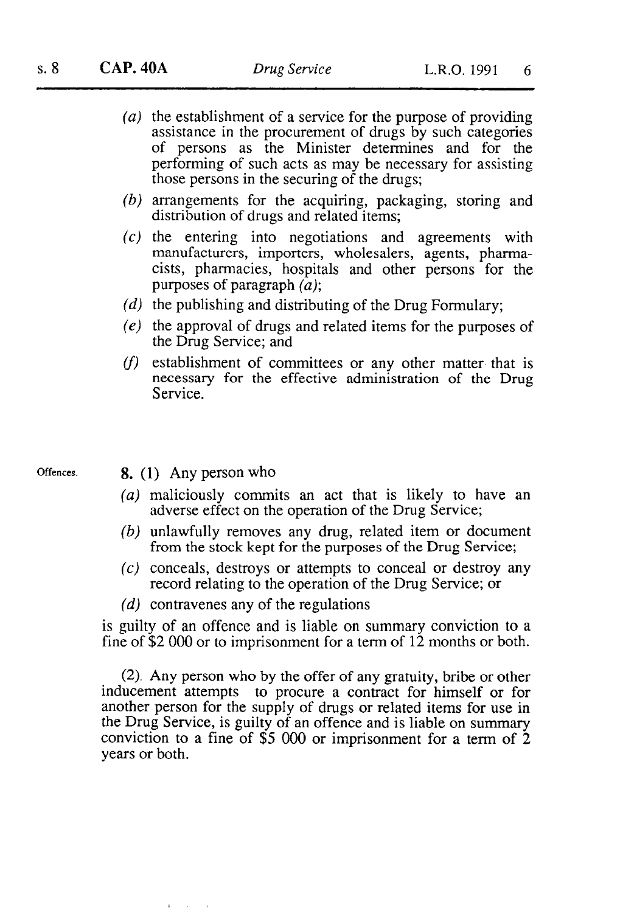- *(a)* the establishment of a service for the purpose of providing assistance in the procurement of drugs by such categories of persons as the Minister determines and for the performing of such acts as may be necessary for assisting those persons in the securing of the drugs;
- *(b)* arrangements for the acquiring, packaging, storing and distribution of drugs and related items;
- *(c)* the entering into negotiations and agreements with manufacturers, importers, wholesalers, agents, pharmacists, pharmacies, hospitals and other persons for the purposes of paragraph *(a)*;
- *(d)* the publishing and distributing of the Drug Formulary;
- *(e)* the approval of drugs and related items for the purposes of the Drug Service; and
- *(f)* establishment of committees or any other matter that is necessary for the effective administration of the Drug Service.

Offences.

**8.** (1) Any person who

- *(a)* maliciously commits an act that is likely to have an adverse effect on the operation of the Drug Service;
- *(b)* unlawfully removes any drug, related item or document from the stock kept for the purposes of the Drug Service;
- *(c)* conceals, destroys or attempts to conceal or destroy any record relating to the operation of the Drug Service; or
- *(d)* contravenes any of the regulations

is guilty of an offence and is liable on summary conviction to a fine of $2 000 or to imprisonment for a term of 12 months or both.

(2). Any person who by the offer of any gratuity, bribe or other inducement attempts to procure a contract for himself or for another person for the supply of drugs or related items for use in the Drug Service, is guilty of an offence and is liable on summary conviction to a fine of $5 000 or imprisonment for a term of 2 years or both.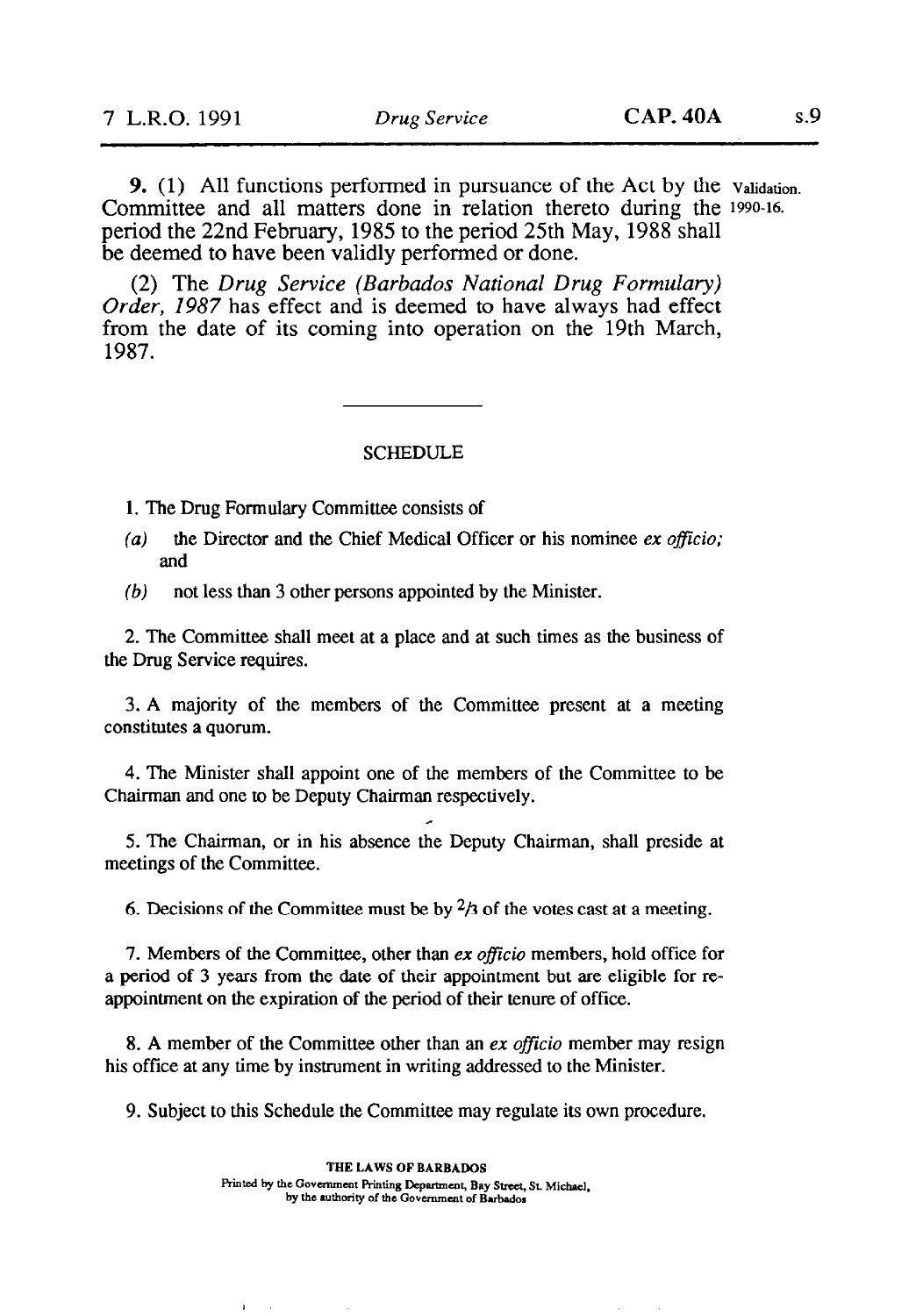**9.** (1) All functions performed in pursuance of the Act by the Committee and all matters done in relation thereto during the period the 22nd February, 1985 to the period 25th May, 1988 shall be deemed to have been validly performed or done.

Validation. 1990-16.

(2) The *Drug Service (Barbados National Drug Formulary) Order, 1987* has effect and is deemed to have always had effect from the date of its coming into operation on the 19th March, 1987.

---

## SCHEDULE

1. The Drug Formulary Committee consists of

   *(a)* the Director and the Chief Medical Officer or his nominee *ex officio;* and

   *(b)* not less than 3 other persons appointed by the Minister.

2. The Committee shall meet at a place and at such times as the business of the Drug Service requires.

3. A majority of the members of the Committee present at a meeting constitutes a quorum.

4. The Minister shall appoint one of the members of the Committee to be Chairman and one to be Deputy Chairman respectively.

5. The Chairman, or in his absence the Deputy Chairman, shall preside at meetings of the Committee.

6. Decisions of the Committee must be by 2/3 of the votes cast at a meeting.

7. Members of the Committee, other than *ex officio* members, hold office for a period of 3 years from the date of their appointment but are eligible for re-appointment on the expiration of the period of their tenure of office.

8. A member of the Committee other than an *ex officio* member may resign his office at any time by instrument in writing addressed to the Minister.

9. Subject to this Schedule the Committee may regulate its own procedure.